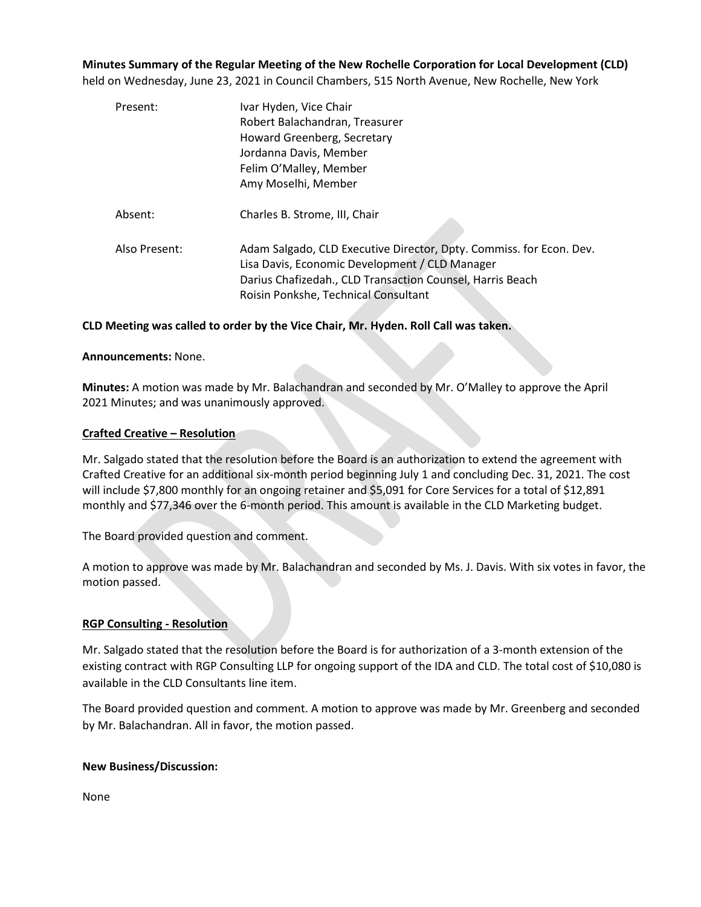**Minutes Summary of the Regular Meeting of the New Rochelle Corporation for Local Development (CLD)**
held on Wednesday, June 23, 2021 in Council Chambers, 515 North Avenue, New Rochelle, New York

| | |
|---|---|
| Present: | Ivar Hyden, Vice Chair<br>Robert Balachandran, Treasurer<br>Howard Greenberg, Secretary<br>Jordanna Davis, Member<br>Felim O'Malley, Member<br>Amy Moselhi, Member |
| Absent: | Charles B. Strome, III, Chair |
| Also Present: | Adam Salgado, CLD Executive Director, Dpty. Commiss. for Econ. Dev.<br>Lisa Davis, Economic Development / CLD Manager<br>Darius Chafizedah., CLD Transaction Counsel, Harris Beach<br>Roisin Ponkshe, Technical Consultant |

**CLD Meeting was called to order by the Vice Chair, Mr. Hyden. Roll Call was taken.**

**Announcements:** None.

**Minutes:** A motion was made by Mr. Balachandran and seconded by Mr. O'Malley to approve the April 2021 Minutes; and was unanimously approved.

**Crafted Creative – Resolution**

Mr. Salgado stated that the resolution before the Board is an authorization to extend the agreement with Crafted Creative for an additional six-month period beginning July 1 and concluding Dec. 31, 2021. The cost will include $7,800 monthly for an ongoing retainer and $5,091 for Core Services for a total of $12,891 monthly and $77,346 over the 6-month period. This amount is available in the CLD Marketing budget.

The Board provided question and comment.

A motion to approve was made by Mr. Balachandran and seconded by Ms. J. Davis. With six votes in favor, the motion passed.

**RGP Consulting - Resolution**

Mr. Salgado stated that the resolution before the Board is for authorization of a 3-month extension of the existing contract with RGP Consulting LLP for ongoing support of the IDA and CLD. The total cost of $10,080 is available in the CLD Consultants line item.

The Board provided question and comment. A motion to approve was made by Mr. Greenberg and seconded by Mr. Balachandran. All in favor, the motion passed.

**New Business/Discussion:**

None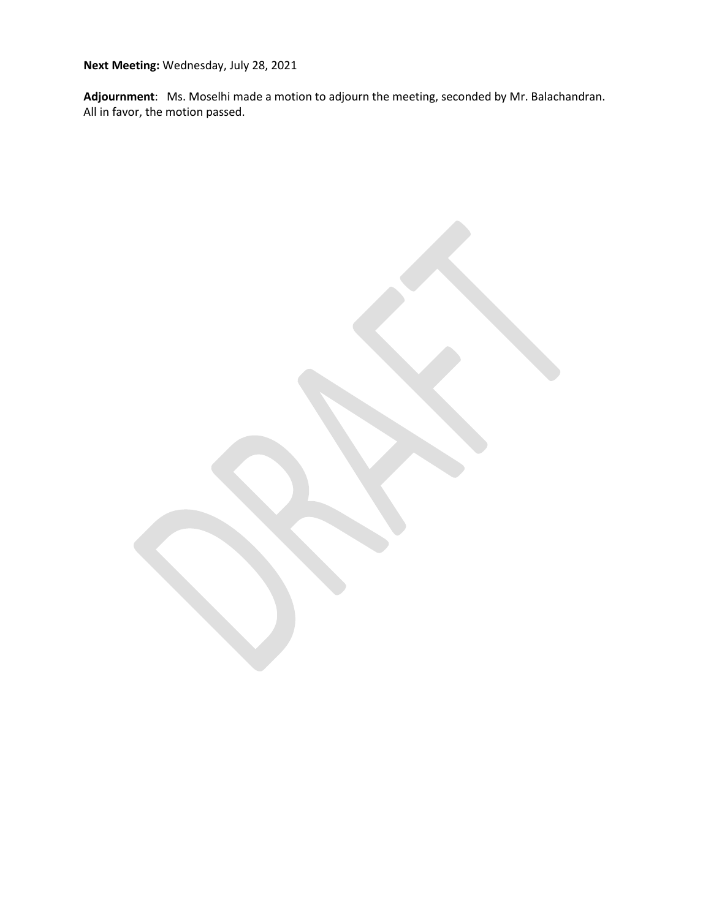**Next Meeting:** Wednesday, July 28, 2021

**Adjournment**: Ms. Moselhi made a motion to adjourn the meeting, seconded by Mr. Balachandran. All in favor, the motion passed.